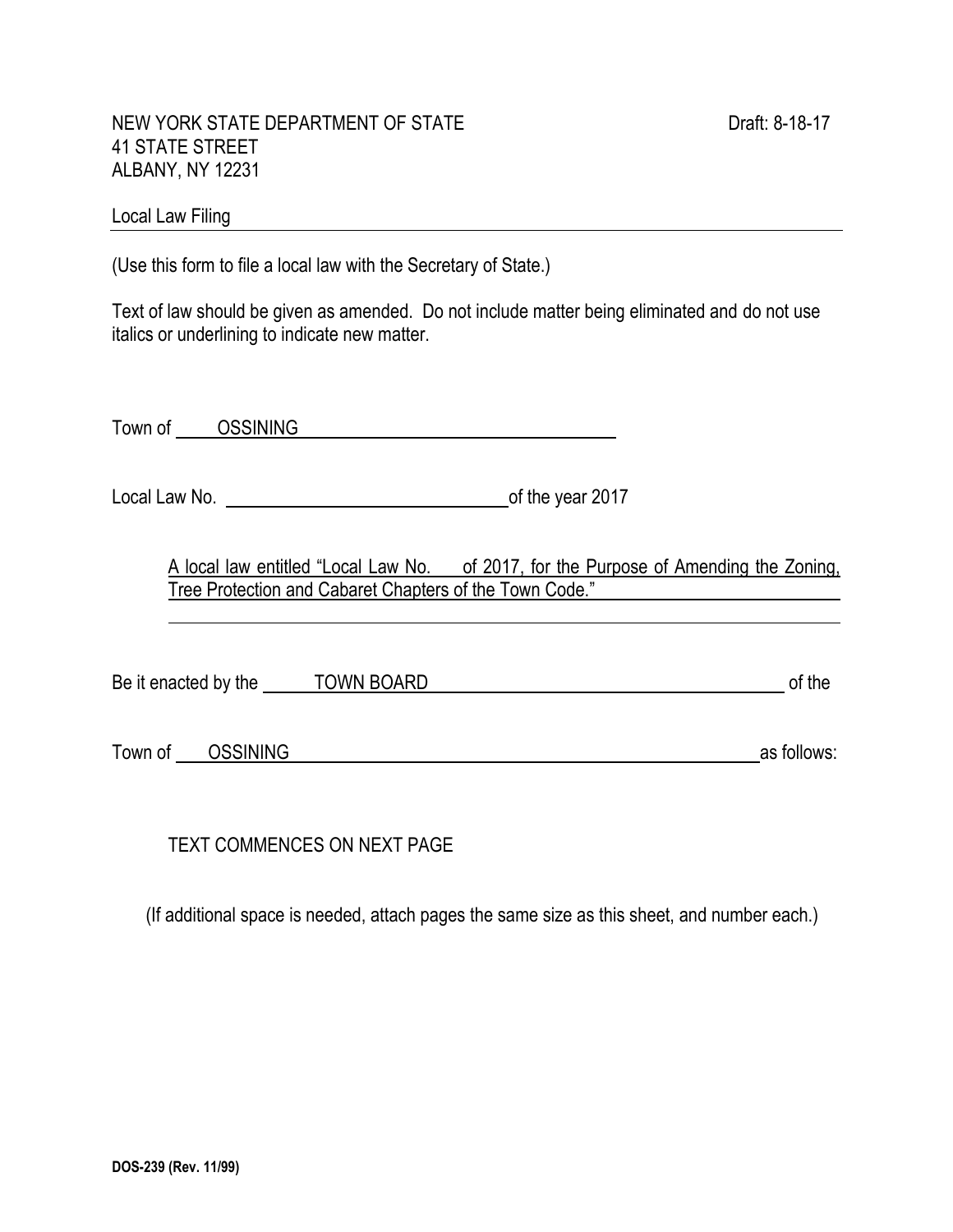NEW YORK STATE DEPARTMENT OF STATE
41 STATE STREET
ALBANY, NY 12231

Draft: 8-18-17

Local Law Filing

(Use this form to file a local law with the Secretary of State.)

Text of law should be given as amended. Do not include matter being eliminated and do not use italics or underlining to indicate new matter.

Town of OSSINING

Local Law No. ______ of the year 2017

A local law entitled "Local Law No. ___ of 2017, for the Purpose of Amending the Zoning, Tree Protection and Cabaret Chapters of the Town Code."

Be it enacted by the TOWN BOARD of the

Town of OSSINING as follows:

TEXT COMMENCES ON NEXT PAGE

(If additional space is needed, attach pages the same size as this sheet, and number each.)

**DOS-239 (Rev. 11/99)**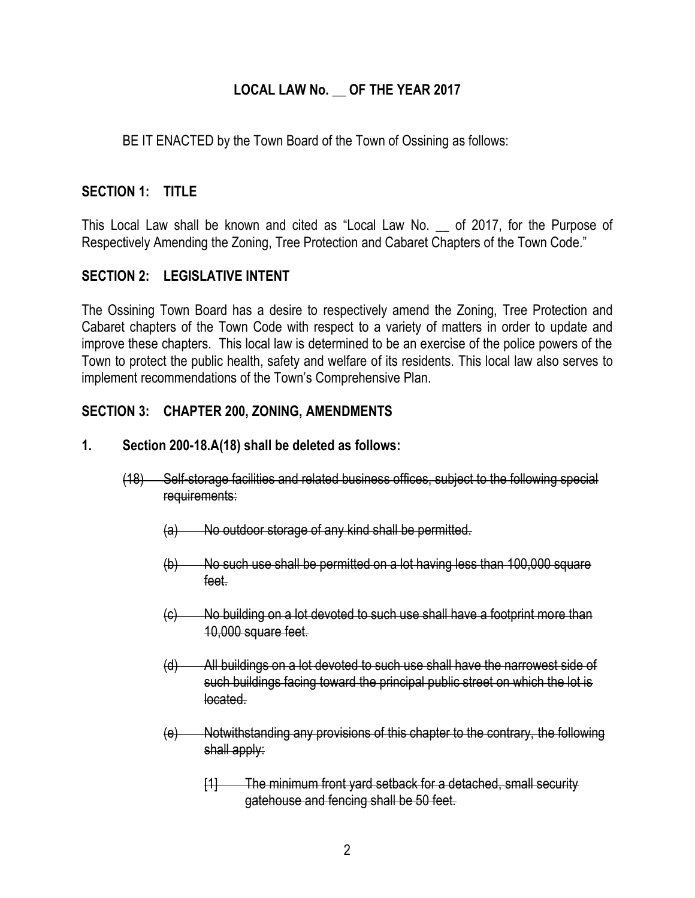**LOCAL LAW No. \_\_ OF THE YEAR 2017**

BE IT ENACTED by the Town Board of the Town of Ossining as follows:

**SECTION 1: TITLE**

This Local Law shall be known and cited as "Local Law No. \_\_ of 2017, for the Purpose of Respectively Amending the Zoning, Tree Protection and Cabaret Chapters of the Town Code."

**SECTION 2: LEGISLATIVE INTENT**

The Ossining Town Board has a desire to respectively amend the Zoning, Tree Protection and Cabaret chapters of the Town Code with respect to a variety of matters in order to update and improve these chapters. This local law is determined to be an exercise of the police powers of the Town to protect the public health, safety and welfare of its residents. This local law also serves to implement recommendations of the Town's Comprehensive Plan.

**SECTION 3: CHAPTER 200, ZONING, AMENDMENTS**

**1. Section 200-18.A(18) shall be deleted as follows:**

~~(18) Self-storage facilities and related business offices, subject to the following special requirements:~~

~~(a) No outdoor storage of any kind shall be permitted.~~

~~(b) No such use shall be permitted on a lot having less than 100,000 square feet.~~

~~(c) No building on a lot devoted to such use shall have a footprint more than 10,000 square feet.~~

~~(d) All buildings on a lot devoted to such use shall have the narrowest side of such buildings facing toward the principal public street on which the lot is located.~~

~~(e) Notwithstanding any provisions of this chapter to the contrary, the following shall apply:~~

~~[1] The minimum front yard setback for a detached, small security gatehouse and fencing shall be 50 feet.~~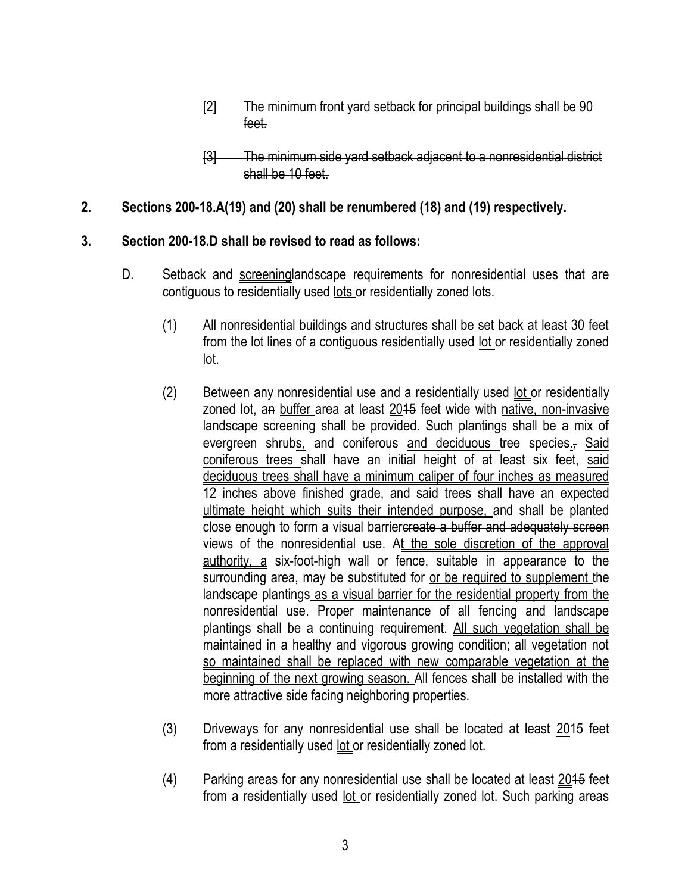[2] ~~The minimum front yard setback for principal buildings shall be 90 feet.~~

[3] ~~The minimum side yard setback adjacent to a nonresidential district shall be 10 feet.~~

**2. Sections 200-18.A(19) and (20) shall be renumbered (18) and (19) respectively.**

**3. Section 200-18.D shall be revised to read as follows:**

D. Setback and <u>screening</u>~~landscape~~ requirements for nonresidential uses that are contiguous to residentially used <u>lots</u> or residentially zoned lots.

(1) All nonresidential buildings and structures shall be set back at least 30 feet from the lot lines of a contiguous residentially used <u>lot</u> or residentially zoned lot.

(2) Between any nonresidential use and a residentially used <u>lot</u> or residentially zoned lot, a~~n~~ <u>buffer</u> area at least <u>20</u>~~15~~ feet wide with <u>native, non-invasive</u> landscape screening shall be provided. Such plantings shall be a mix of evergreen shrub<u>s,</u> and coniferous <u>and deciduous</u> tree species<u>.</u>~~,~~ <u>Said coniferous trees</u> shall have an initial height of at least six feet, <u>said deciduous trees shall have a minimum caliper of four inches as measured 12 inches above finished grade, and said trees shall have an expected ultimate height which suits their intended purpose,</u> and shall be planted close enough to <u>form a visual barrier</u>~~create a buffer and adequately screen views of the nonresidential use~~. A<u>t the sole discretion of the approval authority, a</u> six-foot-high wall or fence, suitable in appearance to the surrounding area, may be substituted for <u>or be required to supplement</u> the landscape plantings <u>as a visual barrier for the residential property from the nonresidential use</u>. Proper maintenance of all fencing and landscape plantings shall be a continuing requirement. <u>All such vegetation shall be maintained in a healthy and vigorous growing condition; all vegetation not so maintained shall be replaced with new comparable vegetation at the beginning of the next growing season.</u> All fences shall be installed with the more attractive side facing neighboring properties.

(3) Driveways for any nonresidential use shall be located at least <u>20</u>~~15~~ feet from a residentially used <u>lot</u> or residentially zoned lot.

(4) Parking areas for any nonresidential use shall be located at least <u>20</u>~~15~~ feet from a residentially used <u>lot</u> or residentially zoned lot. Such parking areas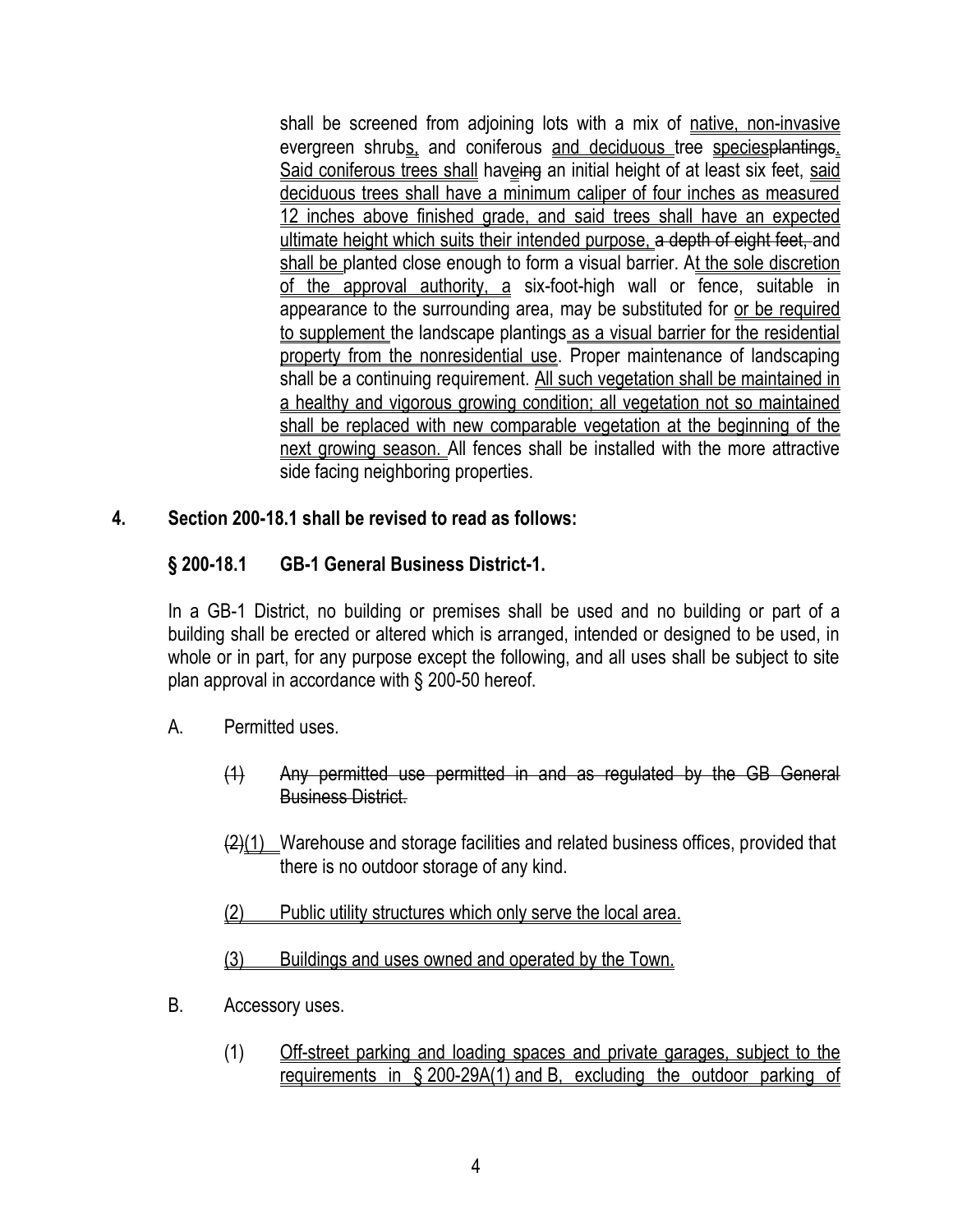shall be screened from adjoining lots with a mix of <u>native, non-invasive</u> evergreen shrub<u>s,</u> and coniferous <u>and deciduous</u> tree <u>species</u>~~plantings~~<u>.</u> <u>Said coniferous trees shall</u> hav<u>e</u>~~ing~~ an initial height of at least six feet, <u>said deciduous trees shall have a minimum caliper of four inches as measured 12 inches above finished grade, and said trees shall have an expected ultimate height which suits their intended purpose,</u> ~~a depth of eight feet,~~ and <u>shall be</u> planted close enough to form a visual barrier. A<u>t the sole discretion of the approval authority, a</u> six-foot-high wall or fence, suitable in appearance to the surrounding area, may be substituted for <u>or be required to supplement</u> the landscape plantings <u>as a visual barrier for the residential property from the nonresidential use</u>. Proper maintenance of landscaping shall be a continuing requirement. <u>All such vegetation shall be maintained in a healthy and vigorous growing condition; all vegetation not so maintained shall be replaced with new comparable vegetation at the beginning of the next growing season.</u> All fences shall be installed with the more attractive side facing neighboring properties.

**4. Section 200-18.1 shall be revised to read as follows:**

**§ 200-18.1 GB-1 General Business District-1.**

In a GB-1 District, no building or premises shall be used and no building or part of a building shall be erected or altered which is arranged, intended or designed to be used, in whole or in part, for any purpose except the following, and all uses shall be subject to site plan approval in accordance with § 200-50 hereof.

A. Permitted uses.

~~(1) Any permitted use permitted in and as regulated by the GB General Business District.~~

~~(2)~~<u>(1)</u> Warehouse and storage facilities and related business offices, provided that there is no outdoor storage of any kind.

<u>(2) Public utility structures which only serve the local area.</u>

<u>(3) Buildings and uses owned and operated by the Town.</u>

B. Accessory uses.

(1) <u>Off-street parking and loading spaces and private garages, subject to the requirements in § 200-29A(1) and B, excluding the outdoor parking of</u>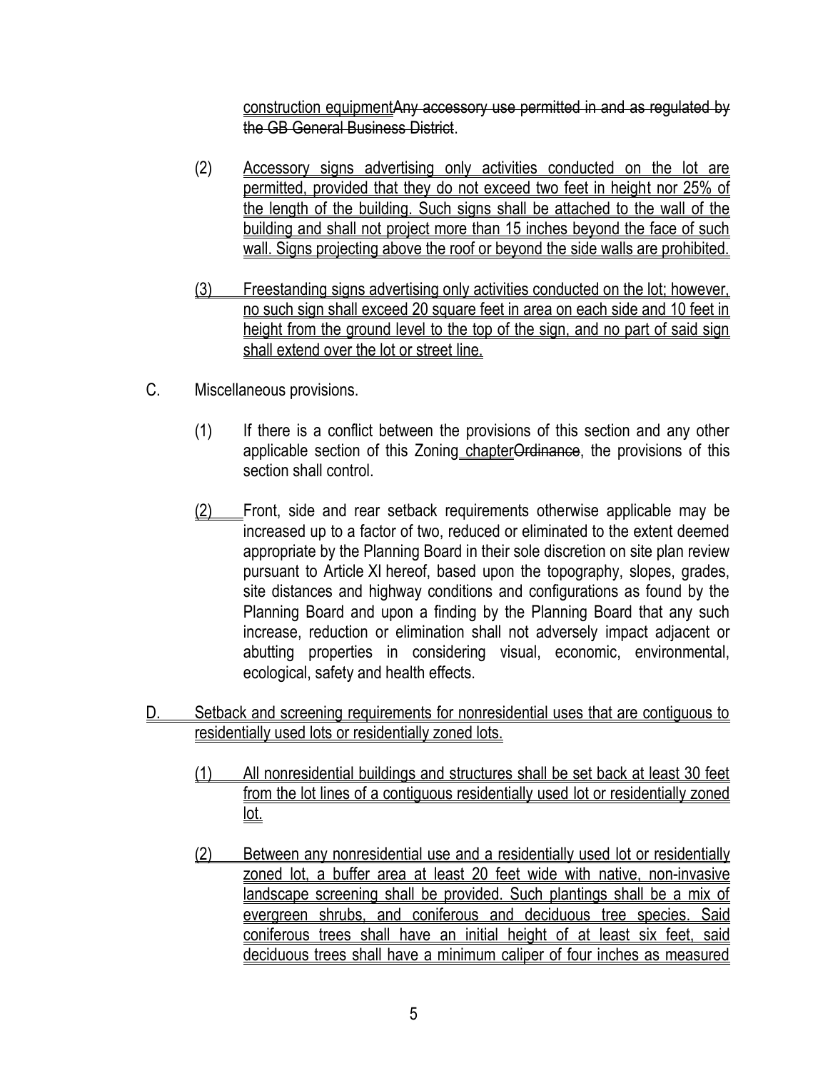construction equipmentAny accessory use permitted in and as regulated by the GB General Business District.

(2) Accessory signs advertising only activities conducted on the lot are permitted, provided that they do not exceed two feet in height nor 25% of the length of the building. Such signs shall be attached to the wall of the building and shall not project more than 15 inches beyond the face of such wall. Signs projecting above the roof or beyond the side walls are prohibited.

(3) Freestanding signs advertising only activities conducted on the lot; however, no such sign shall exceed 20 square feet in area on each side and 10 feet in height from the ground level to the top of the sign, and no part of said sign shall extend over the lot or street line.

C. Miscellaneous provisions.

(1) If there is a conflict between the provisions of this section and any other applicable section of this Zoning chapterOrdinance, the provisions of this section shall control.

(2) Front, side and rear setback requirements otherwise applicable may be increased up to a factor of two, reduced or eliminated to the extent deemed appropriate by the Planning Board in their sole discretion on site plan review pursuant to Article XI hereof, based upon the topography, slopes, grades, site distances and highway conditions and configurations as found by the Planning Board and upon a finding by the Planning Board that any such increase, reduction or elimination shall not adversely impact adjacent or abutting properties in considering visual, economic, environmental, ecological, safety and health effects.

D. Setback and screening requirements for nonresidential uses that are contiguous to residentially used lots or residentially zoned lots.

(1) All nonresidential buildings and structures shall be set back at least 30 feet from the lot lines of a contiguous residentially used lot or residentially zoned lot.

(2) Between any nonresidential use and a residentially used lot or residentially zoned lot, a buffer area at least 20 feet wide with native, non-invasive landscape screening shall be provided. Such plantings shall be a mix of evergreen shrubs, and coniferous and deciduous tree species. Said coniferous trees shall have an initial height of at least six feet, said deciduous trees shall have a minimum caliper of four inches as measured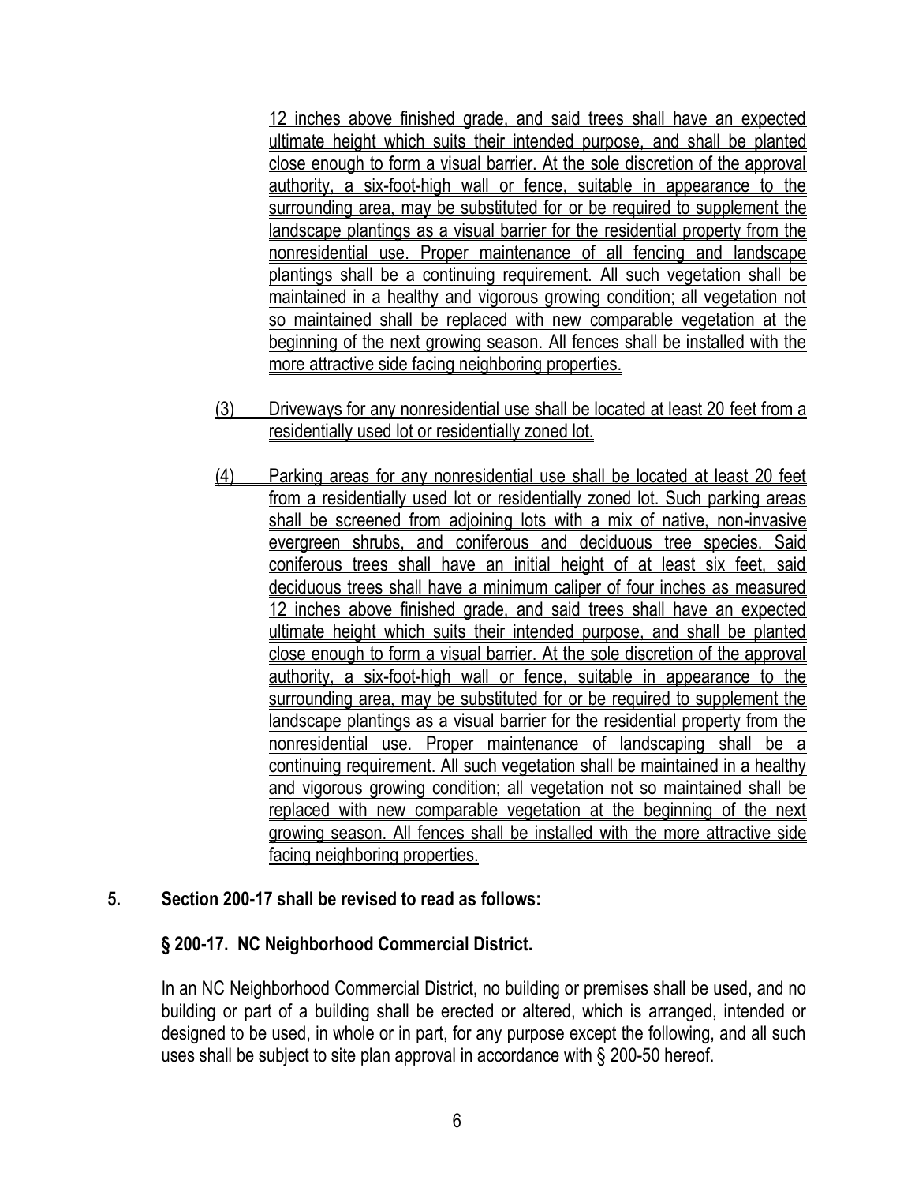12 inches above finished grade, and said trees shall have an expected ultimate height which suits their intended purpose, and shall be planted close enough to form a visual barrier. At the sole discretion of the approval authority, a six-foot-high wall or fence, suitable in appearance to the surrounding area, may be substituted for or be required to supplement the landscape plantings as a visual barrier for the residential property from the nonresidential use. Proper maintenance of all fencing and landscape plantings shall be a continuing requirement. All such vegetation shall be maintained in a healthy and vigorous growing condition; all vegetation not so maintained shall be replaced with new comparable vegetation at the beginning of the next growing season. All fences shall be installed with the more attractive side facing neighboring properties.

(3) Driveways for any nonresidential use shall be located at least 20 feet from a residentially used lot or residentially zoned lot.

(4) Parking areas for any nonresidential use shall be located at least 20 feet from a residentially used lot or residentially zoned lot. Such parking areas shall be screened from adjoining lots with a mix of native, non-invasive evergreen shrubs, and coniferous and deciduous tree species. Said coniferous trees shall have an initial height of at least six feet, said deciduous trees shall have a minimum caliper of four inches as measured 12 inches above finished grade, and said trees shall have an expected ultimate height which suits their intended purpose, and shall be planted close enough to form a visual barrier. At the sole discretion of the approval authority, a six-foot-high wall or fence, suitable in appearance to the surrounding area, may be substituted for or be required to supplement the landscape plantings as a visual barrier for the residential property from the nonresidential use. Proper maintenance of landscaping shall be a continuing requirement. All such vegetation shall be maintained in a healthy and vigorous growing condition; all vegetation not so maintained shall be replaced with new comparable vegetation at the beginning of the next growing season. All fences shall be installed with the more attractive side facing neighboring properties.

**5. Section 200-17 shall be revised to read as follows:**

**§ 200-17. NC Neighborhood Commercial District.**

In an NC Neighborhood Commercial District, no building or premises shall be used, and no building or part of a building shall be erected or altered, which is arranged, intended or designed to be used, in whole or in part, for any purpose except the following, and all such uses shall be subject to site plan approval in accordance with § 200-50 hereof.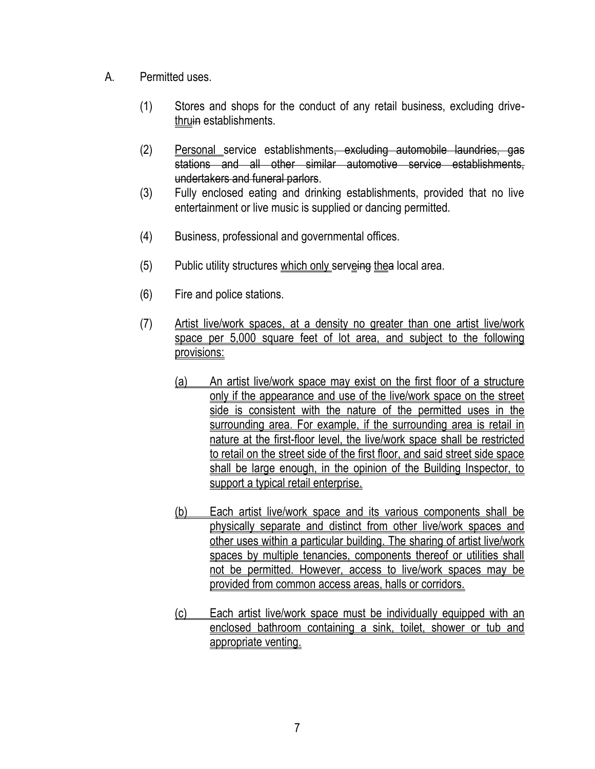A. Permitted uses.

(1) Stores and shops for the conduct of any retail business, excluding drive-<u>thru</u>~~in~~ establishments.

(2) <u>Personal</u> service establishments~~, excluding automobile laundries, gas stations and all other similar automotive service establishments, undertakers and funeral parlors~~.

(3) Fully enclosed eating and drinking establishments, provided that no live entertainment or live music is supplied or dancing permitted.

(4) Business, professional and governmental offices.

(5) Public utility structures <u>which only</u> serv<u>e</u>~~ing~~ <u>the</u>~~a~~ local area.

(6) Fire and police stations.

(7) <u>Artist live/work spaces, at a density no greater than one artist live/work space per 5,000 square feet of lot area, and subject to the following provisions:</u>

<u>(a) An artist live/work space may exist on the first floor of a structure only if the appearance and use of the live/work space on the street side is consistent with the nature of the permitted uses in the surrounding area. For example, if the surrounding area is retail in nature at the first-floor level, the live/work space shall be restricted to retail on the street side of the first floor, and said street side space shall be large enough, in the opinion of the Building Inspector, to support a typical retail enterprise.</u>

<u>(b) Each artist live/work space and its various components shall be physically separate and distinct from other live/work spaces and other uses within a particular building. The sharing of artist live/work spaces by multiple tenancies, components thereof or utilities shall not be permitted. However, access to live/work spaces may be provided from common access areas, halls or corridors.</u>

<u>(c) Each artist live/work space must be individually equipped with an enclosed bathroom containing a sink, toilet, shower or tub and appropriate venting.</u>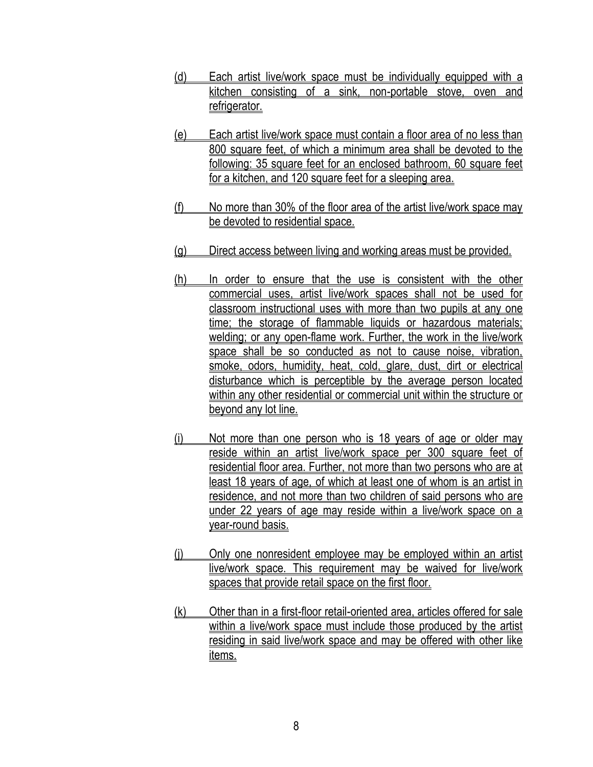(d) Each artist live/work space must be individually equipped with a kitchen consisting of a sink, non-portable stove, oven and refrigerator.

(e) Each artist live/work space must contain a floor area of no less than 800 square feet, of which a minimum area shall be devoted to the following: 35 square feet for an enclosed bathroom, 60 square feet for a kitchen, and 120 square feet for a sleeping area.

(f) No more than 30% of the floor area of the artist live/work space may be devoted to residential space.

(g) Direct access between living and working areas must be provided.

(h) In order to ensure that the use is consistent with the other commercial uses, artist live/work spaces shall not be used for classroom instructional uses with more than two pupils at any one time; the storage of flammable liquids or hazardous materials; welding; or any open-flame work. Further, the work in the live/work space shall be so conducted as not to cause noise, vibration, smoke, odors, humidity, heat, cold, glare, dust, dirt or electrical disturbance which is perceptible by the average person located within any other residential or commercial unit within the structure or beyond any lot line.

(i) Not more than one person who is 18 years of age or older may reside within an artist live/work space per 300 square feet of residential floor area. Further, not more than two persons who are at least 18 years of age, of which at least one of whom is an artist in residence, and not more than two children of said persons who are under 22 years of age may reside within a live/work space on a year-round basis.

(j) Only one nonresident employee may be employed within an artist live/work space. This requirement may be waived for live/work spaces that provide retail space on the first floor.

(k) Other than in a first-floor retail-oriented area, articles offered for sale within a live/work space must include those produced by the artist residing in said live/work space and may be offered with other like items.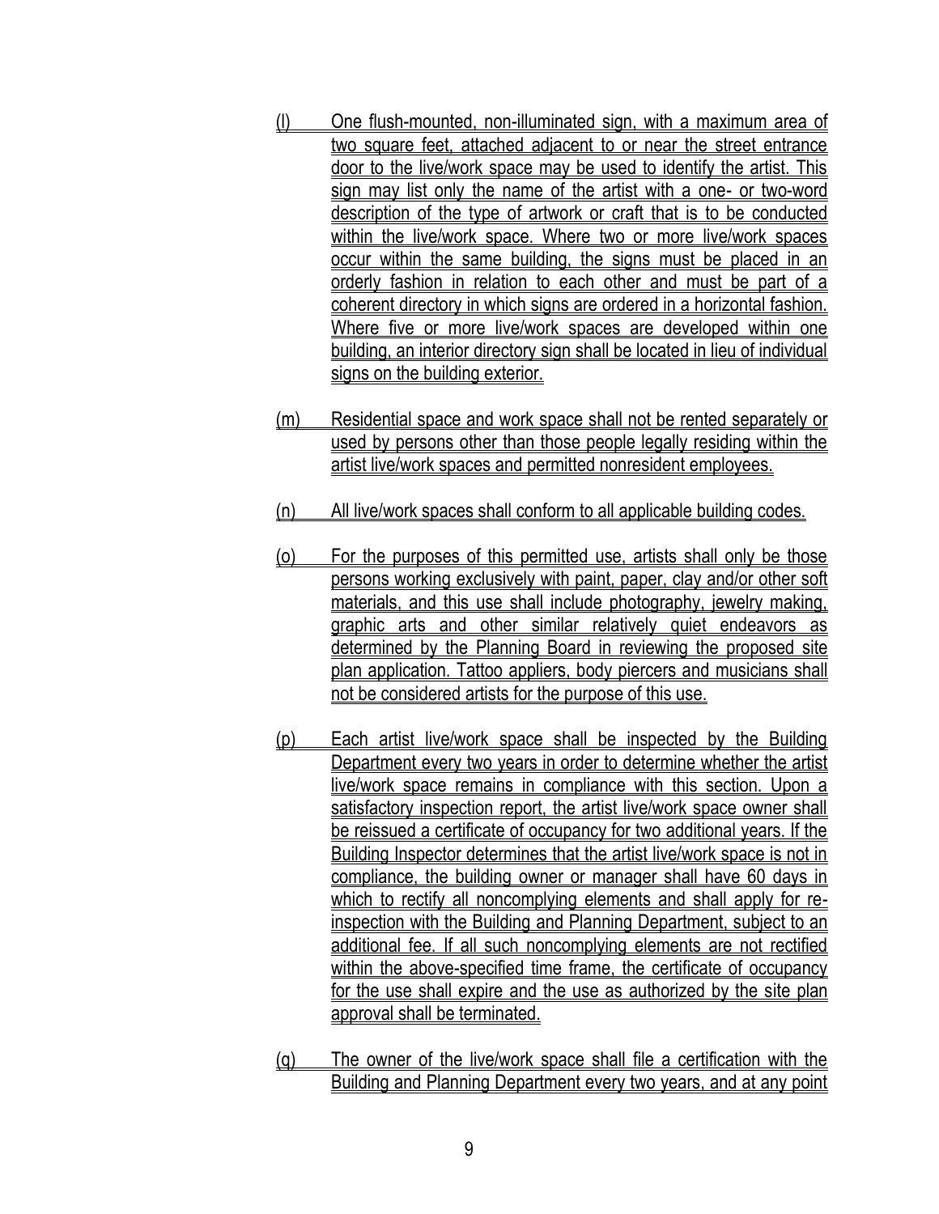(l) One flush-mounted, non-illuminated sign, with a maximum area of two square feet, attached adjacent to or near the street entrance door to the live/work space may be used to identify the artist. This sign may list only the name of the artist with a one- or two-word description of the type of artwork or craft that is to be conducted within the live/work space. Where two or more live/work spaces occur within the same building, the signs must be placed in an orderly fashion in relation to each other and must be part of a coherent directory in which signs are ordered in a horizontal fashion. Where five or more live/work spaces are developed within one building, an interior directory sign shall be located in lieu of individual signs on the building exterior.

(m) Residential space and work space shall not be rented separately or used by persons other than those people legally residing within the artist live/work spaces and permitted nonresident employees.

(n) All live/work spaces shall conform to all applicable building codes.

(o) For the purposes of this permitted use, artists shall only be those persons working exclusively with paint, paper, clay and/or other soft materials, and this use shall include photography, jewelry making, graphic arts and other similar relatively quiet endeavors as determined by the Planning Board in reviewing the proposed site plan application. Tattoo appliers, body piercers and musicians shall not be considered artists for the purpose of this use.

(p) Each artist live/work space shall be inspected by the Building Department every two years in order to determine whether the artist live/work space remains in compliance with this section. Upon a satisfactory inspection report, the artist live/work space owner shall be reissued a certificate of occupancy for two additional years. If the Building Inspector determines that the artist live/work space is not in compliance, the building owner or manager shall have 60 days in which to rectify all noncomplying elements and shall apply for re-inspection with the Building and Planning Department, subject to an additional fee. If all such noncomplying elements are not rectified within the above-specified time frame, the certificate of occupancy for the use shall expire and the use as authorized by the site plan approval shall be terminated.

(q) The owner of the live/work space shall file a certification with the Building and Planning Department every two years, and at any point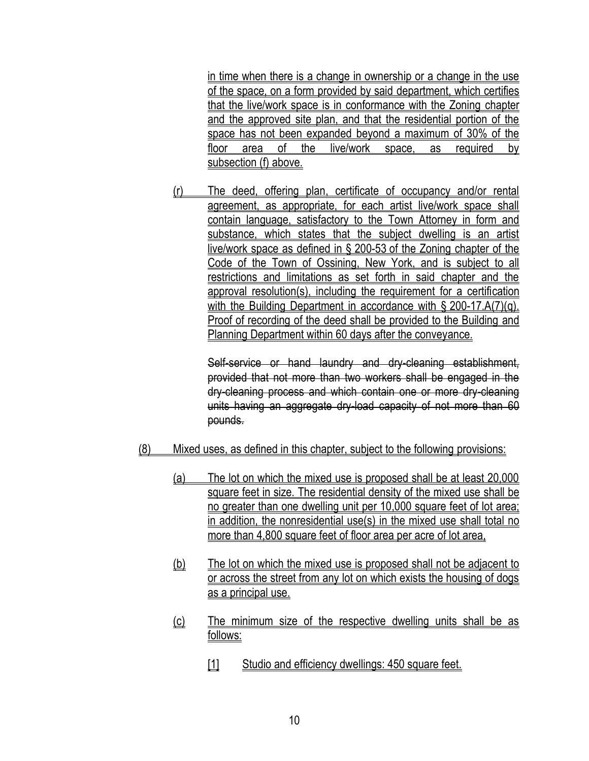in time when there is a change in ownership or a change in the use of the space, on a form provided by said department, which certifies that the live/work space is in conformance with the Zoning chapter and the approved site plan, and that the residential portion of the space has not been expanded beyond a maximum of 30% of the floor area of the live/work space, as required by subsection (f) above.

(r) The deed, offering plan, certificate of occupancy and/or rental agreement, as appropriate, for each artist live/work space shall contain language, satisfactory to the Town Attorney in form and substance, which states that the subject dwelling is an artist live/work space as defined in § 200-53 of the Zoning chapter of the Code of the Town of Ossining, New York, and is subject to all restrictions and limitations as set forth in said chapter and the approval resolution(s), including the requirement for a certification with the Building Department in accordance with § 200-17.A(7)(q). Proof of recording of the deed shall be provided to the Building and Planning Department within 60 days after the conveyance.

~~Self-service or hand laundry and dry-cleaning establishment, provided that not more than two workers shall be engaged in the dry-cleaning process and which contain one or more dry-cleaning units having an aggregate dry-load capacity of not more than 60 pounds.~~

(8) Mixed uses, as defined in this chapter, subject to the following provisions:

(a) The lot on which the mixed use is proposed shall be at least 20,000 square feet in size. The residential density of the mixed use shall be no greater than one dwelling unit per 10,000 square feet of lot area; in addition, the nonresidential use(s) in the mixed use shall total no more than 4,800 square feet of floor area per acre of lot area,

(b) The lot on which the mixed use is proposed shall not be adjacent to or across the street from any lot on which exists the housing of dogs as a principal use.

(c) The minimum size of the respective dwelling units shall be as follows:

[1] Studio and efficiency dwellings: 450 square feet.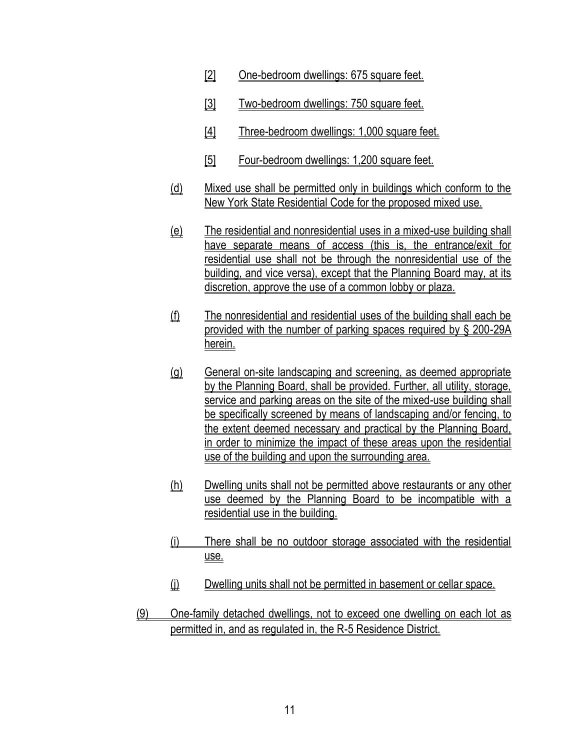[2] One-bedroom dwellings: 675 square feet.

[3] Two-bedroom dwellings: 750 square feet.

[4] Three-bedroom dwellings: 1,000 square feet.

[5] Four-bedroom dwellings: 1,200 square feet.

(d) Mixed use shall be permitted only in buildings which conform to the New York State Residential Code for the proposed mixed use.

(e) The residential and nonresidential uses in a mixed-use building shall have separate means of access (this is, the entrance/exit for residential use shall not be through the nonresidential use of the building, and vice versa), except that the Planning Board may, at its discretion, approve the use of a common lobby or plaza.

(f) The nonresidential and residential uses of the building shall each be provided with the number of parking spaces required by § 200-29A herein.

(g) General on-site landscaping and screening, as deemed appropriate by the Planning Board, shall be provided. Further, all utility, storage, service and parking areas on the site of the mixed-use building shall be specifically screened by means of landscaping and/or fencing, to the extent deemed necessary and practical by the Planning Board, in order to minimize the impact of these areas upon the residential use of the building and upon the surrounding area.

(h) Dwelling units shall not be permitted above restaurants or any other use deemed by the Planning Board to be incompatible with a residential use in the building.

(i) There shall be no outdoor storage associated with the residential use.

(j) Dwelling units shall not be permitted in basement or cellar space.

(9) One-family detached dwellings, not to exceed one dwelling on each lot as permitted in, and as regulated in, the R-5 Residence District.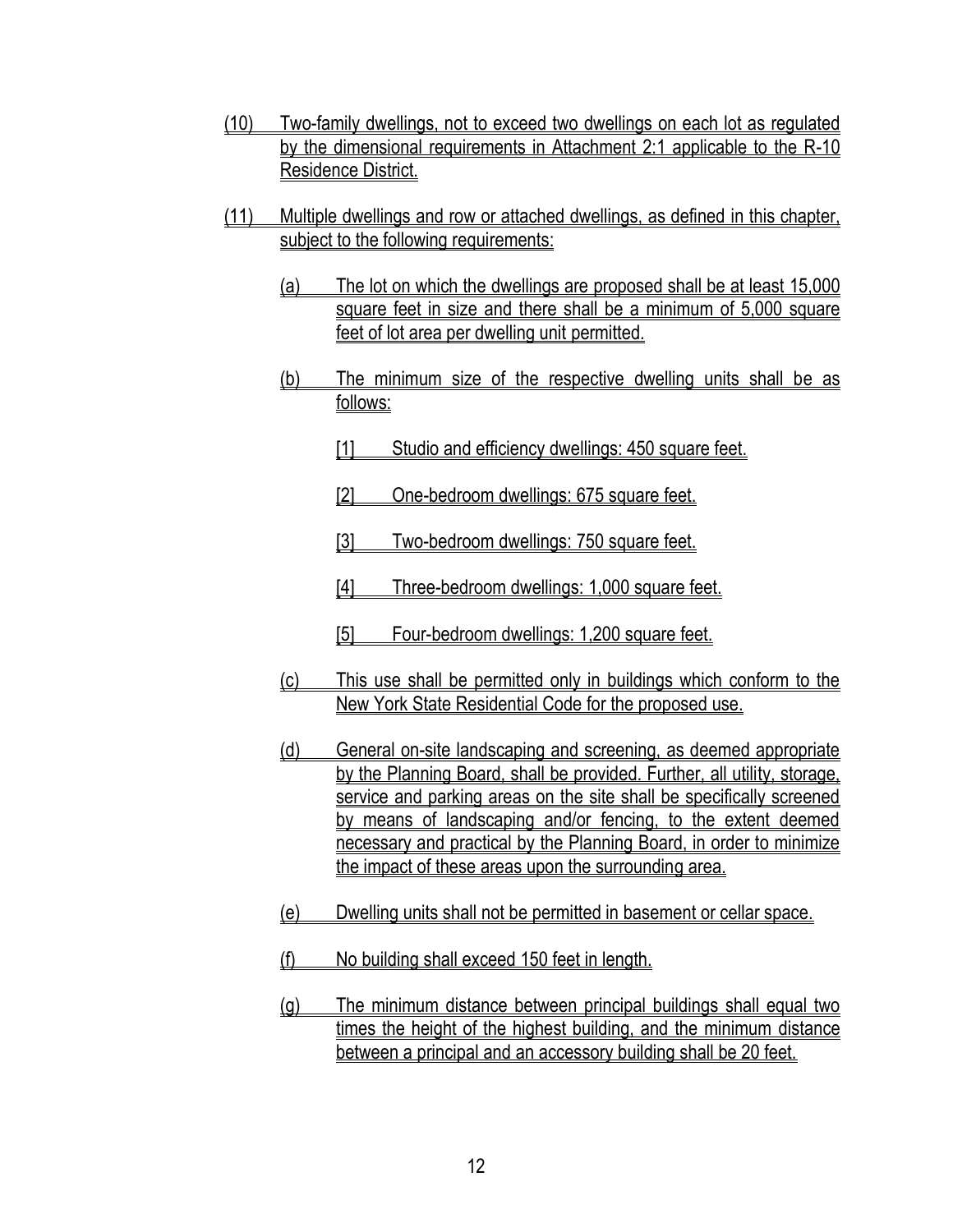(10) Two-family dwellings, not to exceed two dwellings on each lot as regulated by the dimensional requirements in Attachment 2:1 applicable to the R-10 Residence District.

(11) Multiple dwellings and row or attached dwellings, as defined in this chapter, subject to the following requirements:

(a) The lot on which the dwellings are proposed shall be at least 15,000 square feet in size and there shall be a minimum of 5,000 square feet of lot area per dwelling unit permitted.

(b) The minimum size of the respective dwelling units shall be as follows:

[1] Studio and efficiency dwellings: 450 square feet.

[2] One-bedroom dwellings: 675 square feet.

[3] Two-bedroom dwellings: 750 square feet.

[4] Three-bedroom dwellings: 1,000 square feet.

[5] Four-bedroom dwellings: 1,200 square feet.

(c) This use shall be permitted only in buildings which conform to the New York State Residential Code for the proposed use.

(d) General on-site landscaping and screening, as deemed appropriate by the Planning Board, shall be provided. Further, all utility, storage, service and parking areas on the site shall be specifically screened by means of landscaping and/or fencing, to the extent deemed necessary and practical by the Planning Board, in order to minimize the impact of these areas upon the surrounding area.

(e) Dwelling units shall not be permitted in basement or cellar space.

(f) No building shall exceed 150 feet in length.

(g) The minimum distance between principal buildings shall equal two times the height of the highest building, and the minimum distance between a principal and an accessory building shall be 20 feet.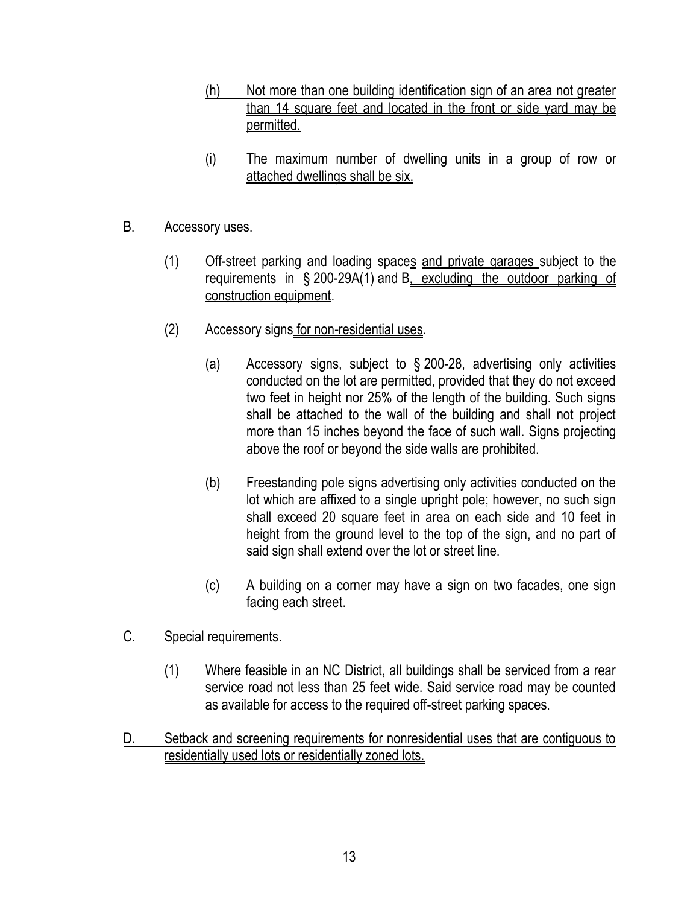(h) Not more than one building identification sign of an area not greater than 14 square feet and located in the front or side yard may be permitted.

(i) The maximum number of dwelling units in a group of row or attached dwellings shall be six.

B. Accessory uses.

(1) Off-street parking and loading spaces and private garages subject to the requirements in § 200-29A(1) and B, excluding the outdoor parking of construction equipment.

(2) Accessory signs for non-residential uses.

(a) Accessory signs, subject to § 200-28, advertising only activities conducted on the lot are permitted, provided that they do not exceed two feet in height nor 25% of the length of the building. Such signs shall be attached to the wall of the building and shall not project more than 15 inches beyond the face of such wall. Signs projecting above the roof or beyond the side walls are prohibited.

(b) Freestanding pole signs advertising only activities conducted on the lot which are affixed to a single upright pole; however, no such sign shall exceed 20 square feet in area on each side and 10 feet in height from the ground level to the top of the sign, and no part of said sign shall extend over the lot or street line.

(c) A building on a corner may have a sign on two facades, one sign facing each street.

C. Special requirements.

(1) Where feasible in an NC District, all buildings shall be serviced from a rear service road not less than 25 feet wide. Said service road may be counted as available for access to the required off-street parking spaces.

D. Setback and screening requirements for nonresidential uses that are contiguous to residentially used lots or residentially zoned lots.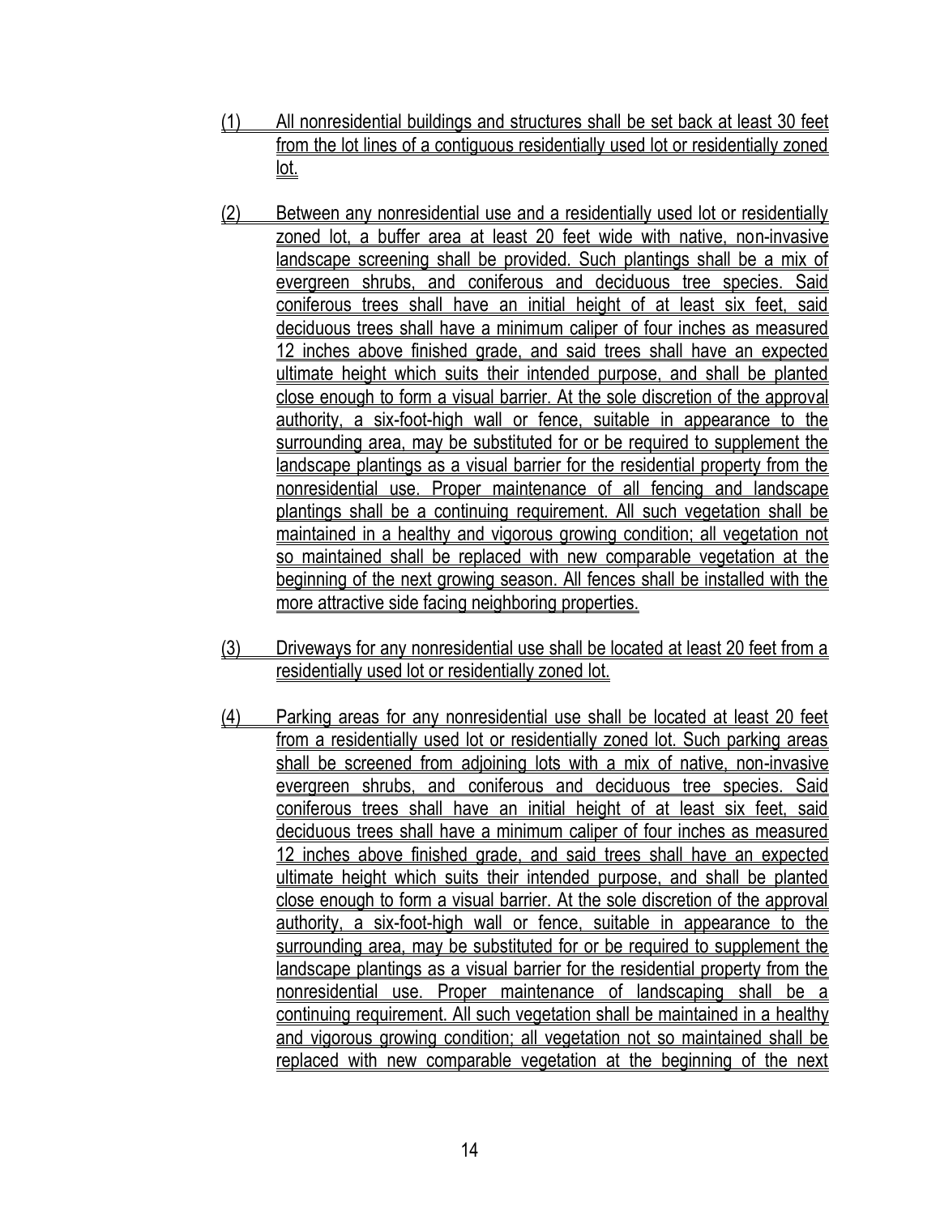(1) All nonresidential buildings and structures shall be set back at least 30 feet from the lot lines of a contiguous residentially used lot or residentially zoned lot.

(2) Between any nonresidential use and a residentially used lot or residentially zoned lot, a buffer area at least 20 feet wide with native, non-invasive landscape screening shall be provided. Such plantings shall be a mix of evergreen shrubs, and coniferous and deciduous tree species. Said coniferous trees shall have an initial height of at least six feet, said deciduous trees shall have a minimum caliper of four inches as measured 12 inches above finished grade, and said trees shall have an expected ultimate height which suits their intended purpose, and shall be planted close enough to form a visual barrier. At the sole discretion of the approval authority, a six-foot-high wall or fence, suitable in appearance to the surrounding area, may be substituted for or be required to supplement the landscape plantings as a visual barrier for the residential property from the nonresidential use. Proper maintenance of all fencing and landscape plantings shall be a continuing requirement. All such vegetation shall be maintained in a healthy and vigorous growing condition; all vegetation not so maintained shall be replaced with new comparable vegetation at the beginning of the next growing season. All fences shall be installed with the more attractive side facing neighboring properties.

(3) Driveways for any nonresidential use shall be located at least 20 feet from a residentially used lot or residentially zoned lot.

(4) Parking areas for any nonresidential use shall be located at least 20 feet from a residentially used lot or residentially zoned lot. Such parking areas shall be screened from adjoining lots with a mix of native, non-invasive evergreen shrubs, and coniferous and deciduous tree species. Said coniferous trees shall have an initial height of at least six feet, said deciduous trees shall have a minimum caliper of four inches as measured 12 inches above finished grade, and said trees shall have an expected ultimate height which suits their intended purpose, and shall be planted close enough to form a visual barrier. At the sole discretion of the approval authority, a six-foot-high wall or fence, suitable in appearance to the surrounding area, may be substituted for or be required to supplement the landscape plantings as a visual barrier for the residential property from the nonresidential use. Proper maintenance of landscaping shall be a continuing requirement. All such vegetation shall be maintained in a healthy and vigorous growing condition; all vegetation not so maintained shall be replaced with new comparable vegetation at the beginning of the next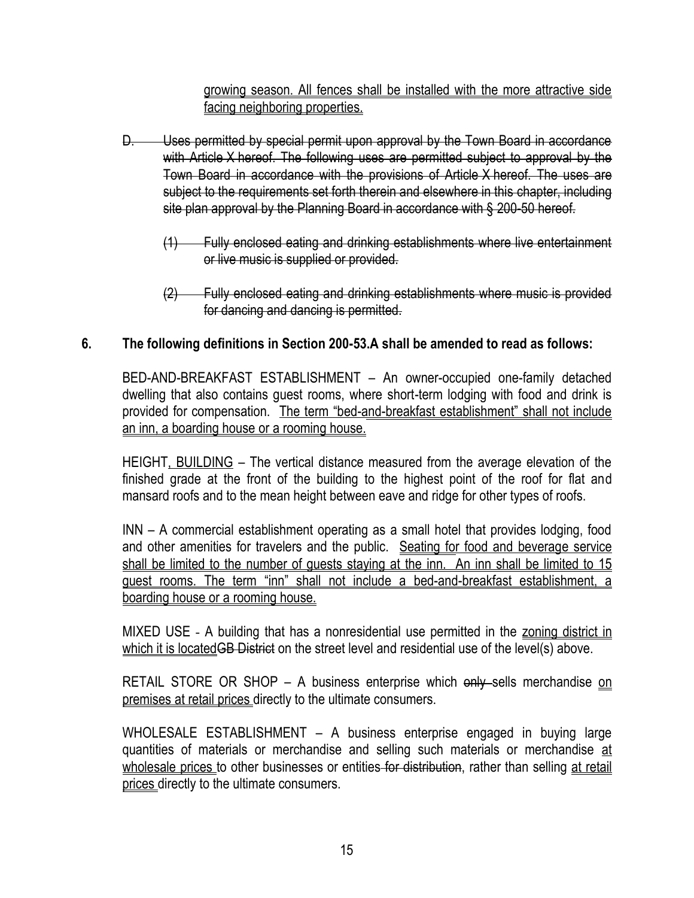growing season. All fences shall be installed with the more attractive side facing neighboring properties.

D. Uses permitted by special permit upon approval by the Town Board in accordance with Article X hereof. The following uses are permitted subject to approval by the Town Board in accordance with the provisions of Article X hereof. The uses are subject to the requirements set forth therein and elsewhere in this chapter, including site plan approval by the Planning Board in accordance with § 200-50 hereof.

(1) Fully enclosed eating and drinking establishments where live entertainment or live music is supplied or provided.

(2) Fully enclosed eating and drinking establishments where music is provided for dancing and dancing is permitted.

**6. The following definitions in Section 200-53.A shall be amended to read as follows:**

BED-AND-BREAKFAST ESTABLISHMENT – An owner-occupied one-family detached dwelling that also contains guest rooms, where short-term lodging with food and drink is provided for compensation. The term "bed-and-breakfast establishment" shall not include an inn, a boarding house or a rooming house.

HEIGHT, BUILDING – The vertical distance measured from the average elevation of the finished grade at the front of the building to the highest point of the roof for flat and mansard roofs and to the mean height between eave and ridge for other types of roofs.

INN – A commercial establishment operating as a small hotel that provides lodging, food and other amenities for travelers and the public. Seating for food and beverage service shall be limited to the number of guests staying at the inn. An inn shall be limited to 15 guest rooms. The term "inn" shall not include a bed-and-breakfast establishment, a boarding house or a rooming house.

MIXED USE - A building that has a nonresidential use permitted in the zoning district in which it is locatedGB District on the street level and residential use of the level(s) above.

RETAIL STORE OR SHOP – A business enterprise which only sells merchandise on premises at retail prices directly to the ultimate consumers.

WHOLESALE ESTABLISHMENT – A business enterprise engaged in buying large quantities of materials or merchandise and selling such materials or merchandise at wholesale prices to other businesses or entities for distribution, rather than selling at retail prices directly to the ultimate consumers.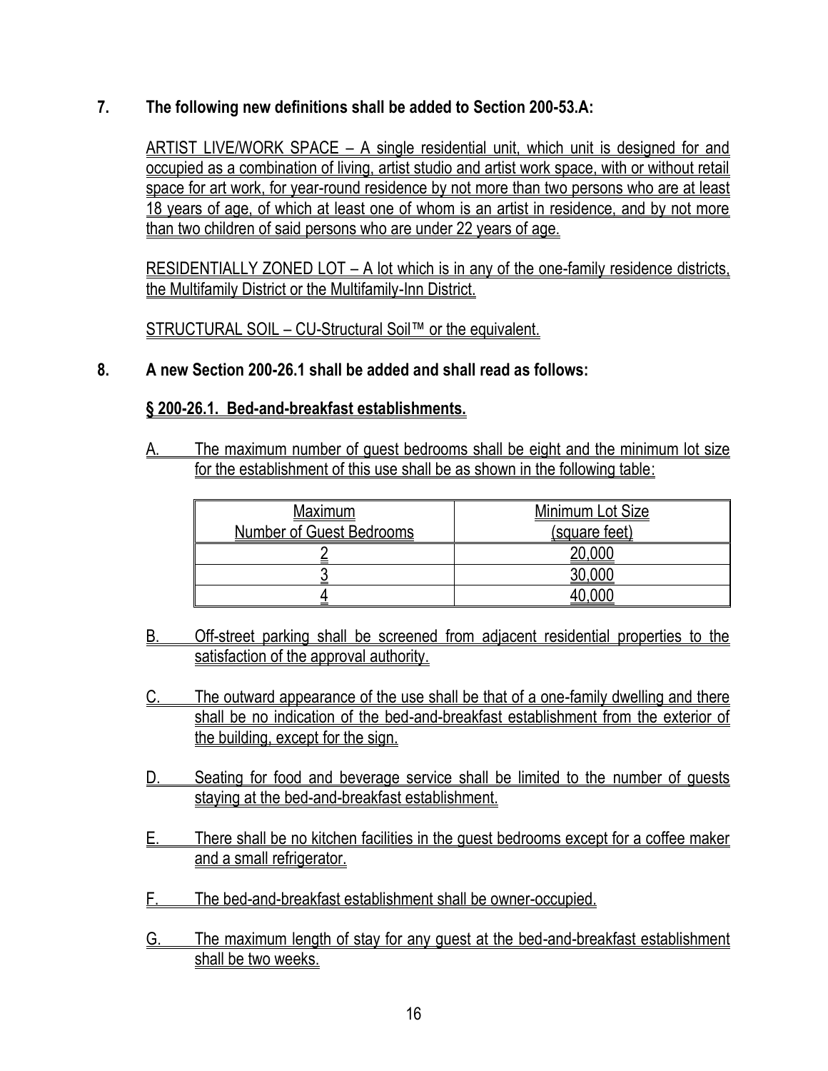**7. The following new definitions shall be added to Section 200-53.A:**

ARTIST LIVE/WORK SPACE – A single residential unit, which unit is designed for and occupied as a combination of living, artist studio and artist work space, with or without retail space for art work, for year-round residence by not more than two persons who are at least 18 years of age, of which at least one of whom is an artist in residence, and by not more than two children of said persons who are under 22 years of age.

RESIDENTIALLY ZONED LOT – A lot which is in any of the one-family residence districts, the Multifamily District or the Multifamily-Inn District.

STRUCTURAL SOIL – CU-Structural Soil™ or the equivalent.

**8. A new Section 200-26.1 shall be added and shall read as follows:**

**§ 200-26.1. Bed-and-breakfast establishments.**

A. The maximum number of guest bedrooms shall be eight and the minimum lot size for the establishment of this use shall be as shown in the following table:

| Maximum Number of Guest Bedrooms | Minimum Lot Size (square feet) |
|---|---|
| 2 | 20,000 |
| 3 | 30,000 |
| 4 | 40,000 |

B. Off-street parking shall be screened from adjacent residential properties to the satisfaction of the approval authority.

C. The outward appearance of the use shall be that of a one-family dwelling and there shall be no indication of the bed-and-breakfast establishment from the exterior of the building, except for the sign.

D. Seating for food and beverage service shall be limited to the number of guests staying at the bed-and-breakfast establishment.

E. There shall be no kitchen facilities in the guest bedrooms except for a coffee maker and a small refrigerator.

F. The bed-and-breakfast establishment shall be owner-occupied.

G. The maximum length of stay for any guest at the bed-and-breakfast establishment shall be two weeks.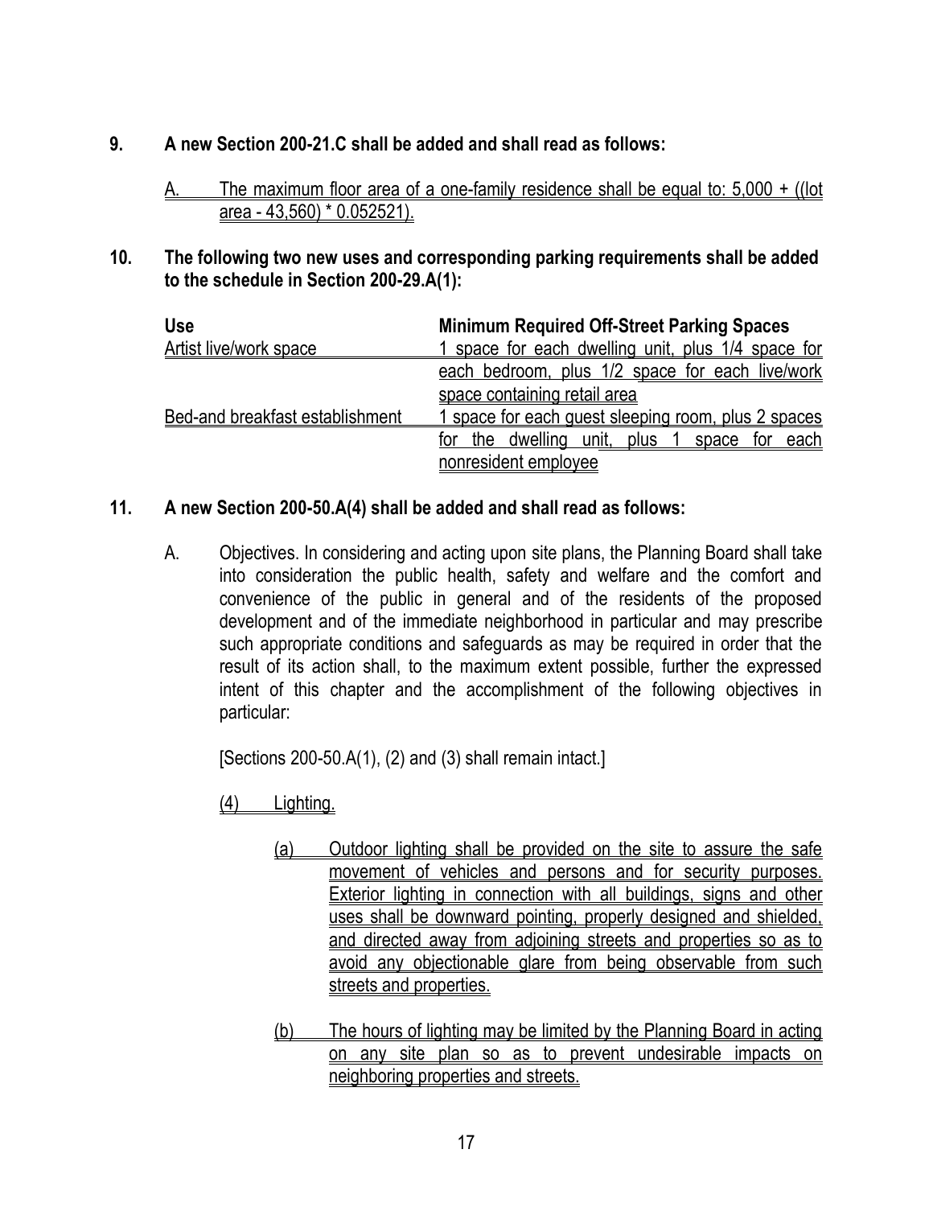**9. A new Section 200-21.C shall be added and shall read as follows:**

A. The maximum floor area of a one-family residence shall be equal to: 5,000 + ((lot area - 43,560) * 0.052521).

**10. The following two new uses and corresponding parking requirements shall be added to the schedule in Section 200-29.A(1):**

| Use | Minimum Required Off-Street Parking Spaces |
|---|---|
| Artist live/work space | 1 space for each dwelling unit, plus 1/4 space for each bedroom, plus 1/2 space for each live/work space containing retail area |
| Bed-and breakfast establishment | 1 space for each guest sleeping room, plus 2 spaces for the dwelling unit, plus 1 space for each nonresident employee |

**11. A new Section 200-50.A(4) shall be added and shall read as follows:**

A. Objectives. In considering and acting upon site plans, the Planning Board shall take into consideration the public health, safety and welfare and the comfort and convenience of the public in general and of the residents of the proposed development and of the immediate neighborhood in particular and may prescribe such appropriate conditions and safeguards as may be required in order that the result of its action shall, to the maximum extent possible, further the expressed intent of this chapter and the accomplishment of the following objectives in particular:

[Sections 200-50.A(1), (2) and (3) shall remain intact.]

(4) Lighting.

(a) Outdoor lighting shall be provided on the site to assure the safe movement of vehicles and persons and for security purposes. Exterior lighting in connection with all buildings, signs and other uses shall be downward pointing, properly designed and shielded, and directed away from adjoining streets and properties so as to avoid any objectionable glare from being observable from such streets and properties.

(b) The hours of lighting may be limited by the Planning Board in acting on any site plan so as to prevent undesirable impacts on neighboring properties and streets.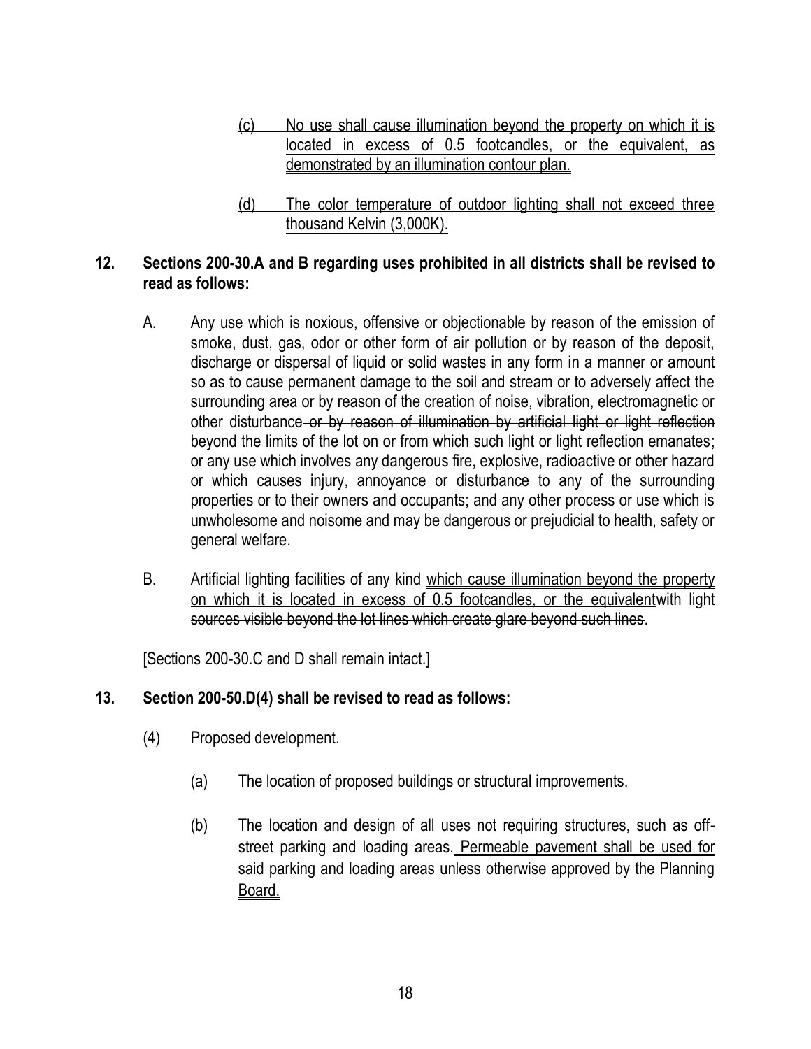(c) No use shall cause illumination beyond the property on which it is located in excess of 0.5 footcandles, or the equivalent, as demonstrated by an illumination contour plan.

(d) The color temperature of outdoor lighting shall not exceed three thousand Kelvin (3,000K).

**12. Sections 200-30.A and B regarding uses prohibited in all districts shall be revised to read as follows:**

A. Any use which is noxious, offensive or objectionable by reason of the emission of smoke, dust, gas, odor or other form of air pollution or by reason of the deposit, discharge or dispersal of liquid or solid wastes in any form in a manner or amount so as to cause permanent damage to the soil and stream or to adversely affect the surrounding area or by reason of the creation of noise, vibration, electromagnetic or other disturbance ~~or by reason of illumination by artificial light or light reflection beyond the limits of the lot on or from which such light or light reflection emanates~~; or any use which involves any dangerous fire, explosive, radioactive or other hazard or which causes injury, annoyance or disturbance to any of the surrounding properties or to their owners and occupants; and any other process or use which is unwholesome and noisome and may be dangerous or prejudicial to health, safety or general welfare.

B. Artificial lighting facilities of any kind which cause illumination beyond the property on which it is located in excess of 0.5 footcandles, or the equivalent~~with light sources visible beyond the lot lines which create glare beyond such lines~~.

[Sections 200-30.C and D shall remain intact.]

**13. Section 200-50.D(4) shall be revised to read as follows:**

(4) Proposed development.

(a) The location of proposed buildings or structural improvements.

(b) The location and design of all uses not requiring structures, such as off-street parking and loading areas. Permeable pavement shall be used for said parking and loading areas unless otherwise approved by the Planning Board.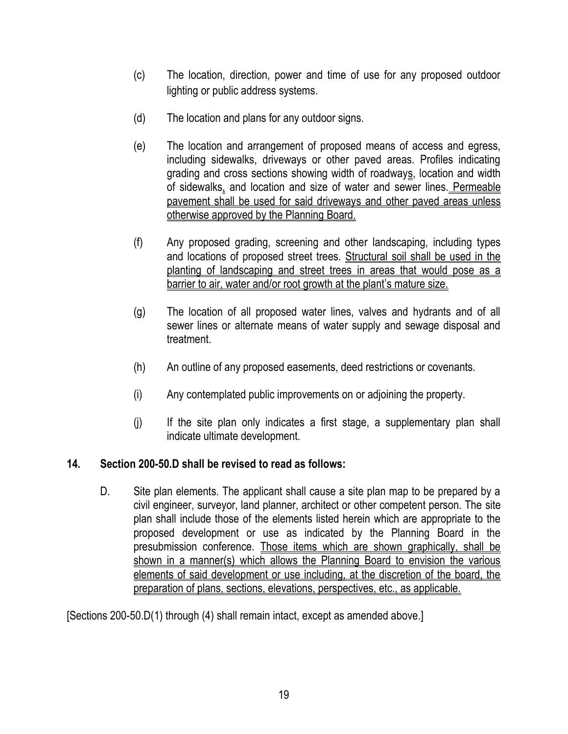(c) The location, direction, power and time of use for any proposed outdoor lighting or public address systems.

(d) The location and plans for any outdoor signs.

(e) The location and arrangement of proposed means of access and egress, including sidewalks, driveways or other paved areas. Profiles indicating grading and cross sections showing width of roadways, location and width of sidewalks, and location and size of water and sewer lines. <u>Permeable pavement shall be used for said driveways and other paved areas unless otherwise approved by the Planning Board.</u>

(f) Any proposed grading, screening and other landscaping, including types and locations of proposed street trees. <u>Structural soil shall be used in the planting of landscaping and street trees in areas that would pose as a barrier to air, water and/or root growth at the plant's mature size.</u>

(g) The location of all proposed water lines, valves and hydrants and of all sewer lines or alternate means of water supply and sewage disposal and treatment.

(h) An outline of any proposed easements, deed restrictions or covenants.

(i) Any contemplated public improvements on or adjoining the property.

(j) If the site plan only indicates a first stage, a supplementary plan shall indicate ultimate development.

**14. Section 200-50.D shall be revised to read as follows:**

D. Site plan elements. The applicant shall cause a site plan map to be prepared by a civil engineer, surveyor, land planner, architect or other competent person. The site plan shall include those of the elements listed herein which are appropriate to the proposed development or use as indicated by the Planning Board in the presubmission conference. <u>Those items which are shown graphically, shall be shown in a manner(s) which allows the Planning Board to envision the various elements of said development or use including, at the discretion of the board, the preparation of plans, sections, elevations, perspectives, etc., as applicable.</u>

[Sections 200-50.D(1) through (4) shall remain intact, except as amended above.]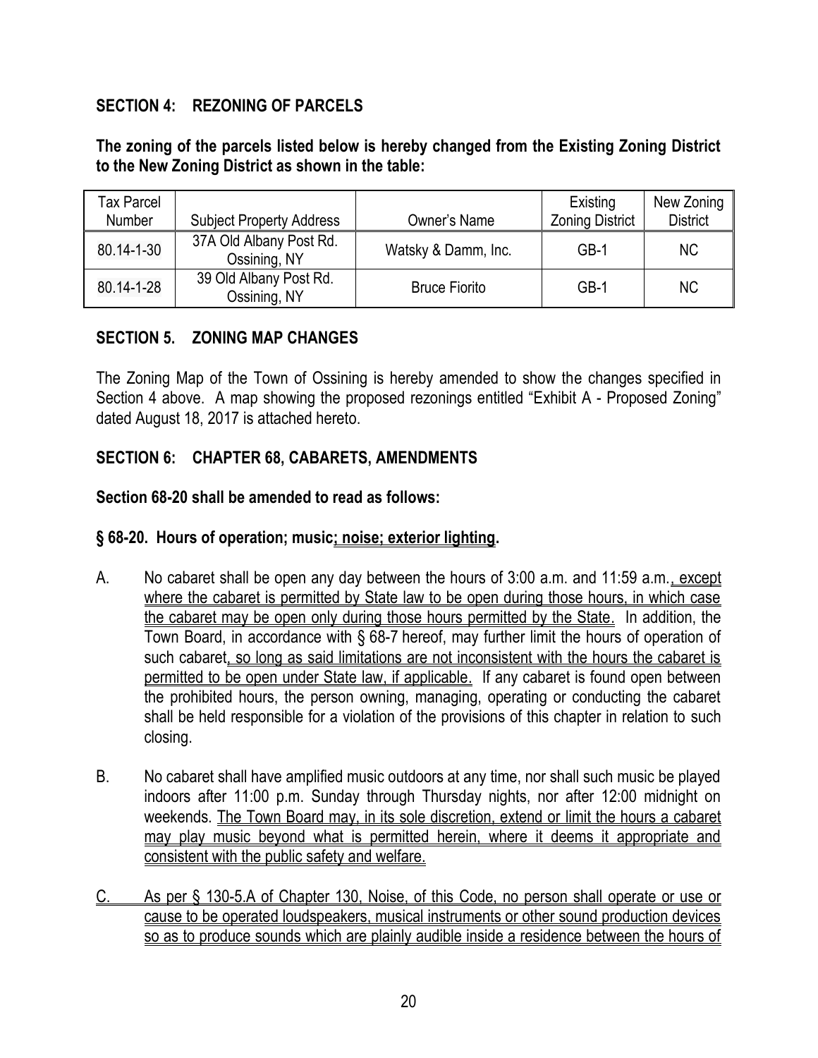**SECTION 4: REZONING OF PARCELS**

**The zoning of the parcels listed below is hereby changed from the Existing Zoning District to the New Zoning District as shown in the table:**

| Tax Parcel Number | Subject Property Address | Owner's Name | Existing Zoning District | New Zoning District |
|---|---|---|---|---|
| 80.14-1-30 | 37A Old Albany Post Rd. Ossining, NY | Watsky & Damm, Inc. | GB-1 | NC |
| 80.14-1-28 | 39 Old Albany Post Rd. Ossining, NY | Bruce Fiorito | GB-1 | NC |

**SECTION 5. ZONING MAP CHANGES**

The Zoning Map of the Town of Ossining is hereby amended to show the changes specified in Section 4 above. A map showing the proposed rezonings entitled "Exhibit A - Proposed Zoning" dated August 18, 2017 is attached hereto.

**SECTION 6: CHAPTER 68, CABARETS, AMENDMENTS**

**Section 68-20 shall be amended to read as follows:**

**§ 68-20. Hours of operation; music<u>; noise; exterior lighting</u>.**

A. No cabaret shall be open any day between the hours of 3:00 a.m. and 11:59 a.m.<u>, except where the cabaret is permitted by State law to be open during those hours, in which case the cabaret may be open only during those hours permitted by the State.</u> In addition, the Town Board, in accordance with § 68-7 hereof, may further limit the hours of operation of such cabaret<u>, so long as said limitations are not inconsistent with the hours the cabaret is permitted to be open under State law, if applicable.</u> If any cabaret is found open between the prohibited hours, the person owning, managing, operating or conducting the cabaret shall be held responsible for a violation of the provisions of this chapter in relation to such closing.

B. No cabaret shall have amplified music outdoors at any time, nor shall such music be played indoors after 11:00 p.m. Sunday through Thursday nights, nor after 12:00 midnight on weekends. <u>The Town Board may, in its sole discretion, extend or limit the hours a cabaret may play music beyond what is permitted herein, where it deems it appropriate and consistent with the public safety and welfare.</u>

<u>C. As per § 130-5.A of Chapter 130, Noise, of this Code, no person shall operate or use or cause to be operated loudspeakers, musical instruments or other sound production devices so as to produce sounds which are plainly audible inside a residence between the hours of</u>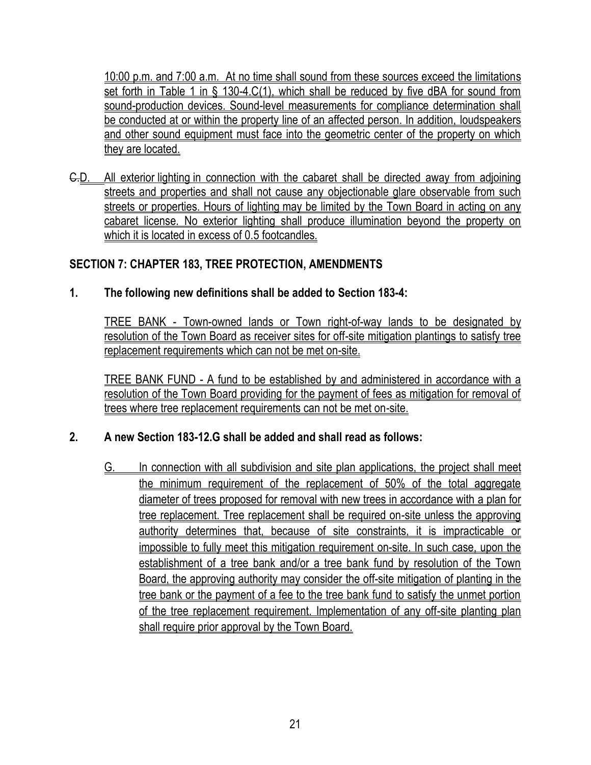10:00 p.m. and 7:00 a.m. At no time shall sound from these sources exceed the limitations set forth in Table 1 in § 130-4.C(1), which shall be reduced by five dBA for sound from sound-production devices. Sound-level measurements for compliance determination shall be conducted at or within the property line of an affected person. In addition, loudspeakers and other sound equipment must face into the geometric center of the property on which they are located.

~~C.~~D. All exterior lighting in connection with the cabaret shall be directed away from adjoining streets and properties and shall not cause any objectionable glare observable from such streets or properties. Hours of lighting may be limited by the Town Board in acting on any cabaret license. No exterior lighting shall produce illumination beyond the property on which it is located in excess of 0.5 footcandles.

**SECTION 7: CHAPTER 183, TREE PROTECTION, AMENDMENTS**

**1. The following new definitions shall be added to Section 183-4:**

TREE BANK - Town-owned lands or Town right-of-way lands to be designated by resolution of the Town Board as receiver sites for off-site mitigation plantings to satisfy tree replacement requirements which can not be met on-site.

TREE BANK FUND - A fund to be established by and administered in accordance with a resolution of the Town Board providing for the payment of fees as mitigation for removal of trees where tree replacement requirements can not be met on-site.

**2. A new Section 183-12.G shall be added and shall read as follows:**

G. In connection with all subdivision and site plan applications, the project shall meet the minimum requirement of the replacement of 50% of the total aggregate diameter of trees proposed for removal with new trees in accordance with a plan for tree replacement. Tree replacement shall be required on-site unless the approving authority determines that, because of site constraints, it is impracticable or impossible to fully meet this mitigation requirement on-site. In such case, upon the establishment of a tree bank and/or a tree bank fund by resolution of the Town Board, the approving authority may consider the off-site mitigation of planting in the tree bank or the payment of a fee to the tree bank fund to satisfy the unmet portion of the tree replacement requirement. Implementation of any off-site planting plan shall require prior approval by the Town Board.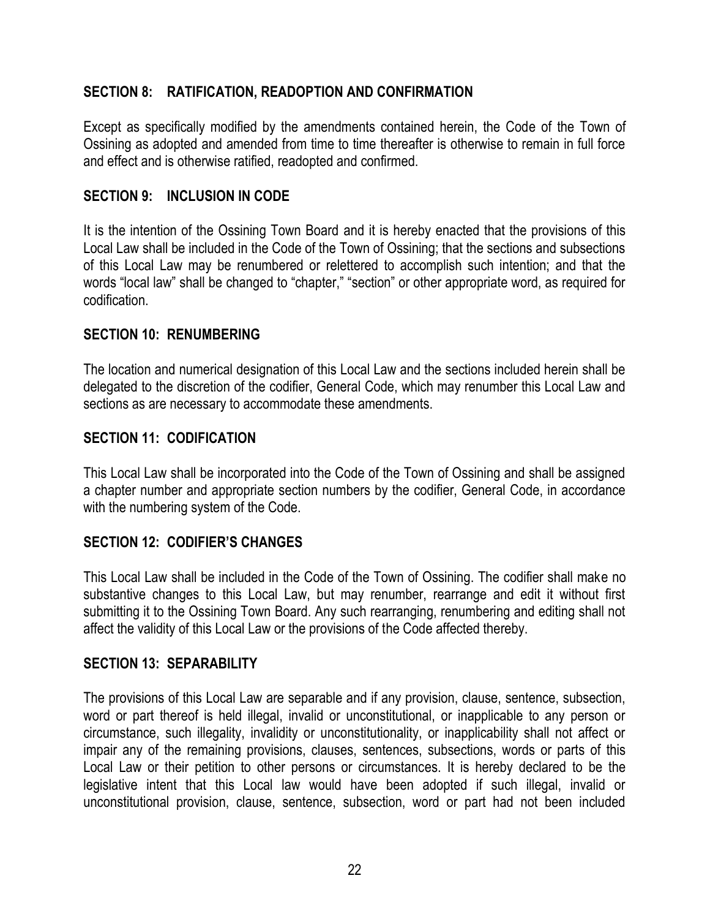## SECTION 8: RATIFICATION, READOPTION AND CONFIRMATION

Except as specifically modified by the amendments contained herein, the Code of the Town of Ossining as adopted and amended from time to time thereafter is otherwise to remain in full force and effect and is otherwise ratified, readopted and confirmed.

## SECTION 9: INCLUSION IN CODE

It is the intention of the Ossining Town Board and it is hereby enacted that the provisions of this Local Law shall be included in the Code of the Town of Ossining; that the sections and subsections of this Local Law may be renumbered or relettered to accomplish such intention; and that the words "local law" shall be changed to "chapter," "section" or other appropriate word, as required for codification.

## SECTION 10: RENUMBERING

The location and numerical designation of this Local Law and the sections included herein shall be delegated to the discretion of the codifier, General Code, which may renumber this Local Law and sections as are necessary to accommodate these amendments.

## SECTION 11: CODIFICATION

This Local Law shall be incorporated into the Code of the Town of Ossining and shall be assigned a chapter number and appropriate section numbers by the codifier, General Code, in accordance with the numbering system of the Code.

## SECTION 12: CODIFIER'S CHANGES

This Local Law shall be included in the Code of the Town of Ossining. The codifier shall make no substantive changes to this Local Law, but may renumber, rearrange and edit it without first submitting it to the Ossining Town Board. Any such rearranging, renumbering and editing shall not affect the validity of this Local Law or the provisions of the Code affected thereby.

## SECTION 13: SEPARABILITY

The provisions of this Local Law are separable and if any provision, clause, sentence, subsection, word or part thereof is held illegal, invalid or unconstitutional, or inapplicable to any person or circumstance, such illegality, invalidity or unconstitutionality, or inapplicability shall not affect or impair any of the remaining provisions, clauses, sentences, subsections, words or parts of this Local Law or their petition to other persons or circumstances. It is hereby declared to be the legislative intent that this Local law would have been adopted if such illegal, invalid or unconstitutional provision, clause, sentence, subsection, word or part had not been included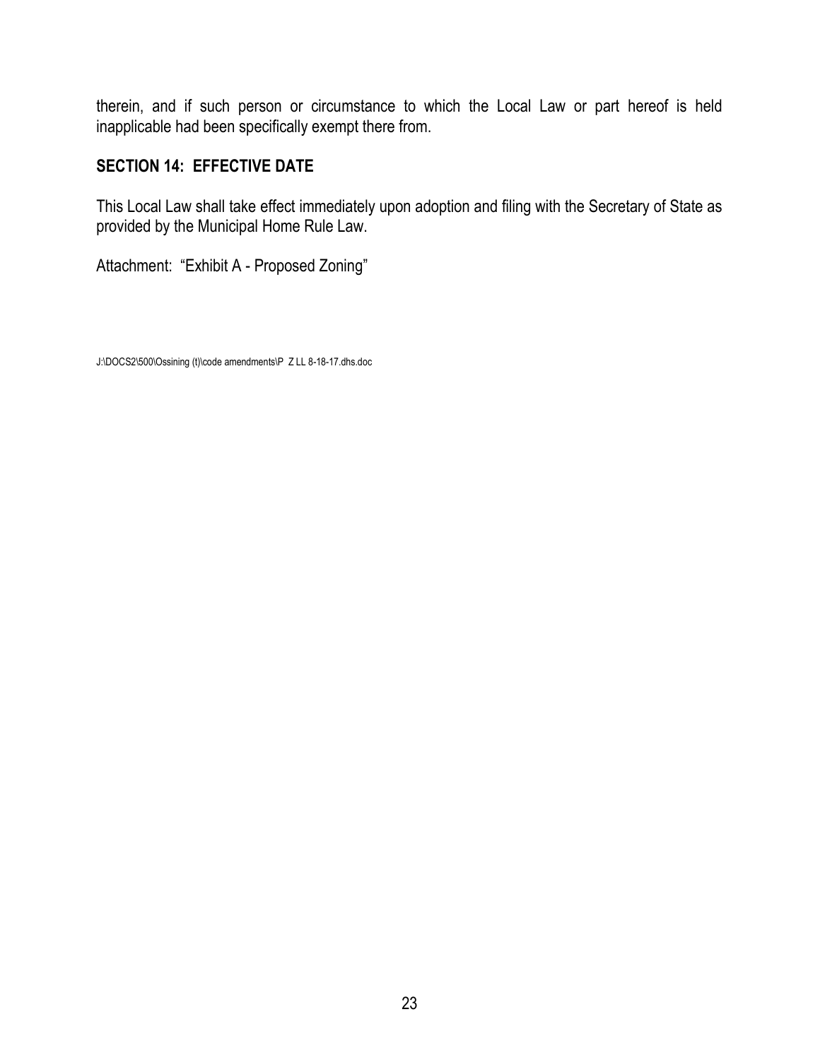therein, and if such person or circumstance to which the Local Law or part hereof is held inapplicable had been specifically exempt there from.

## SECTION 14: EFFECTIVE DATE

This Local Law shall take effect immediately upon adoption and filing with the Secretary of State as provided by the Municipal Home Rule Law.

Attachment: "Exhibit A - Proposed Zoning"

J:\DOCS2\500\Ossining (t)\code amendments\P Z LL 8-18-17.dhs.doc